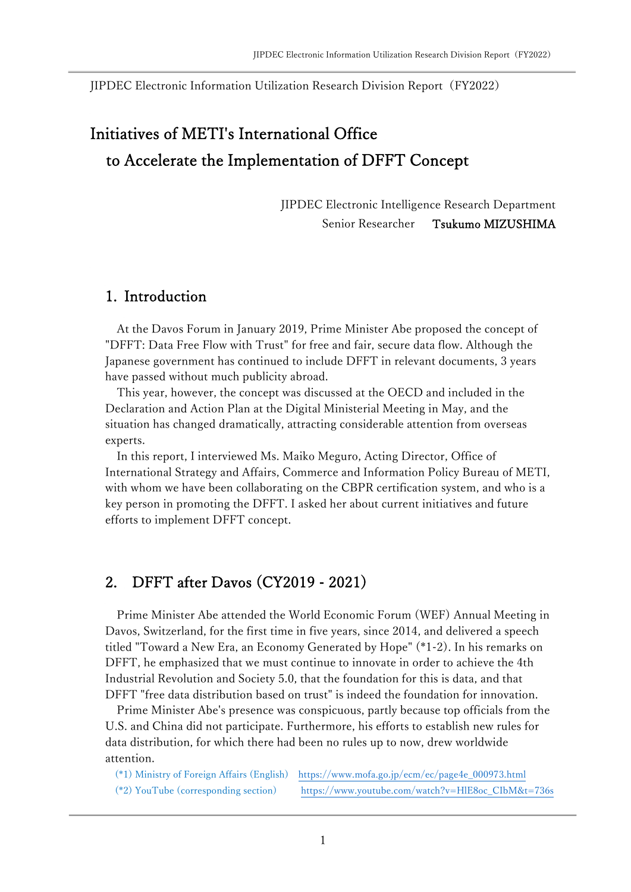JIPDEC Electronic Information Utilization Research Division Report（FY2022）

# Initiatives of METI's International Office to Accelerate the Implementation of DFFT Concept

JIPDEC Electronic Intelligence Research Department
Senior Researcher **Tsukumo MIZUSHIMA**

## 1. Introduction

At the Davos Forum in January 2019, Prime Minister Abe proposed the concept of "DFFT: Data Free Flow with Trust" for free and fair, secure data flow. Although the Japanese government has continued to include DFFT in relevant documents, 3 years have passed without much publicity abroad.

This year, however, the concept was discussed at the OECD and included in the Declaration and Action Plan at the Digital Ministerial Meeting in May, and the situation has changed dramatically, attracting considerable attention from overseas experts.

In this report, I interviewed Ms. Maiko Meguro, Acting Director, Office of International Strategy and Affairs, Commerce and Information Policy Bureau of METI, with whom we have been collaborating on the CBPR certification system, and who is a key person in promoting the DFFT. I asked her about current initiatives and future efforts to implement DFFT concept.

## 2. DFFT after Davos (CY2019 - 2021)

Prime Minister Abe attended the World Economic Forum (WEF) Annual Meeting in Davos, Switzerland, for the first time in five years, since 2014, and delivered a speech titled "Toward a New Era, an Economy Generated by Hope" (*1-2). In his remarks on DFFT, he emphasized that we must continue to innovate in order to achieve the 4th Industrial Revolution and Society 5.0, that the foundation for this is data, and that DFFT "free data distribution based on trust" is indeed the foundation for innovation.

Prime Minister Abe's presence was conspicuous, partly because top officials from the U.S. and China did not participate. Furthermore, his efforts to establish new rules for data distribution, for which there had been no rules up to now, drew worldwide attention.

(*1) Ministry of Foreign Affairs (English) https://www.mofa.go.jp/ecm/ec/page4e_000973.html
(*2) YouTube (corresponding section) https://www.youtube.com/watch?v=HlE8oc_CIbM&t=736s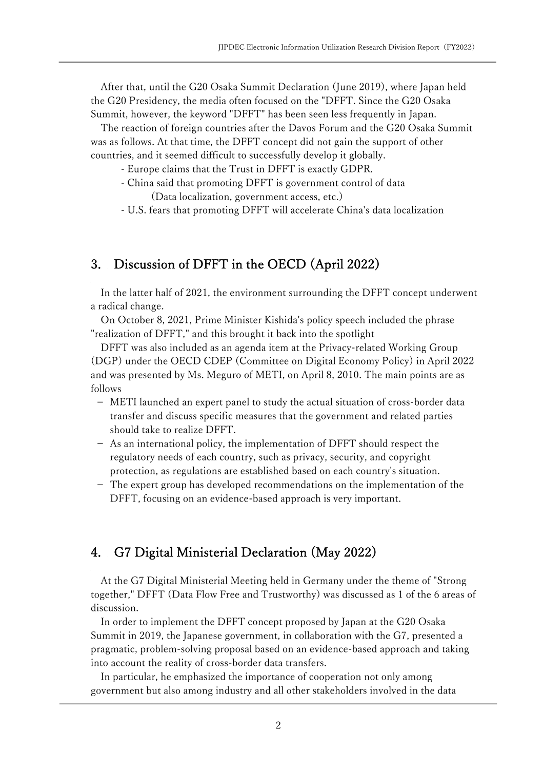After that, until the G20 Osaka Summit Declaration (June 2019), where Japan held the G20 Presidency, the media often focused on the "DFFT. Since the G20 Osaka Summit, however, the keyword "DFFT" has been seen less frequently in Japan.

The reaction of foreign countries after the Davos Forum and the G20 Osaka Summit was as follows. At that time, the DFFT concept did not gain the support of other countries, and it seemed difficult to successfully develop it globally.

- Europe claims that the Trust in DFFT is exactly GDPR.
- China said that promoting DFFT is government control of data (Data localization, government access, etc.)
- U.S. fears that promoting DFFT will accelerate China's data localization

## 3. Discussion of DFFT in the OECD (April 2022)

In the latter half of 2021, the environment surrounding the DFFT concept underwent a radical change.

On October 8, 2021, Prime Minister Kishida's policy speech included the phrase "realization of DFFT," and this brought it back into the spotlight

DFFT was also included as an agenda item at the Privacy-related Working Group (DGP) under the OECD CDEP (Committee on Digital Economy Policy) in April 2022 and was presented by Ms. Meguro of METI, on April 8, 2010. The main points are as follows

- METI launched an expert panel to study the actual situation of cross-border data transfer and discuss specific measures that the government and related parties should take to realize DFFT.
- As an international policy, the implementation of DFFT should respect the regulatory needs of each country, such as privacy, security, and copyright protection, as regulations are established based on each country's situation.
- The expert group has developed recommendations on the implementation of the DFFT, focusing on an evidence-based approach is very important.

## 4. G7 Digital Ministerial Declaration (May 2022)

At the G7 Digital Ministerial Meeting held in Germany under the theme of "Strong together," DFFT (Data Flow Free and Trustworthy) was discussed as 1 of the 6 areas of discussion.

In order to implement the DFFT concept proposed by Japan at the G20 Osaka Summit in 2019, the Japanese government, in collaboration with the G7, presented a pragmatic, problem-solving proposal based on an evidence-based approach and taking into account the reality of cross-border data transfers.

In particular, he emphasized the importance of cooperation not only among government but also among industry and all other stakeholders involved in the data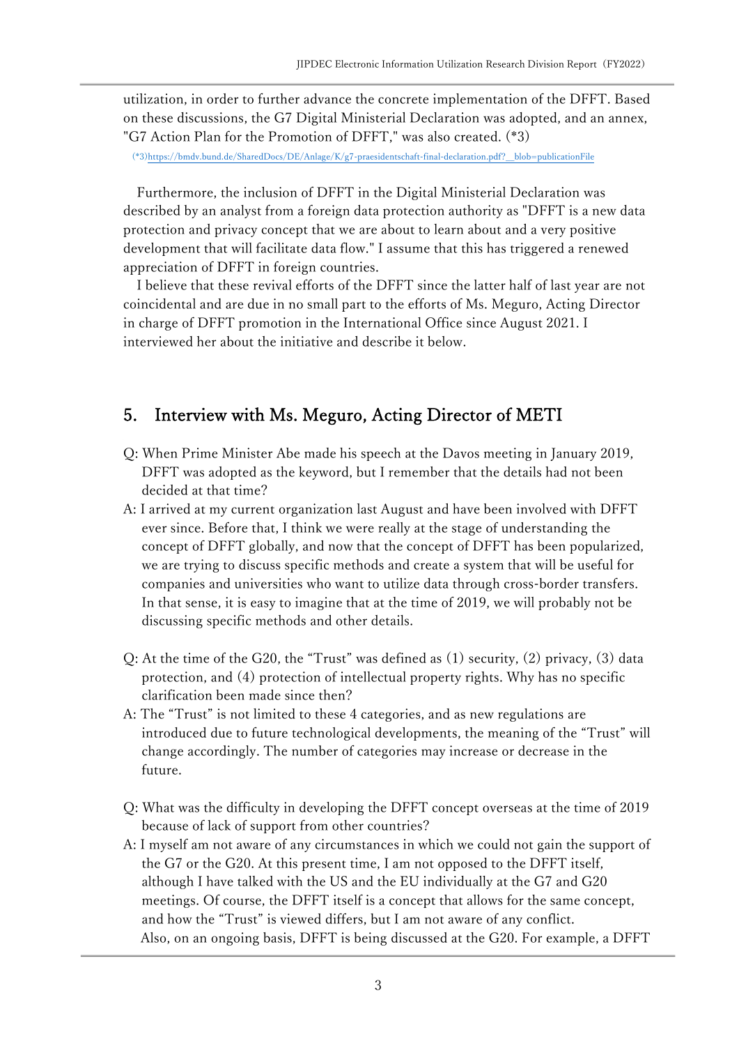utilization, in order to further advance the concrete implementation of the DFFT. Based on these discussions, the G7 Digital Ministerial Declaration was adopted, and an annex, "G7 Action Plan for the Promotion of DFFT," was also created. (*3)

(*3)https://bmdv.bund.de/SharedDocs/DE/Anlage/K/g7-praesidentschaft-final-declaration.pdf?__blob=publicationFile

Furthermore, the inclusion of DFFT in the Digital Ministerial Declaration was described by an analyst from a foreign data protection authority as "DFFT is a new data protection and privacy concept that we are about to learn about and a very positive development that will facilitate data flow." I assume that this has triggered a renewed appreciation of DFFT in foreign countries.

I believe that these revival efforts of the DFFT since the latter half of last year are not coincidental and are due in no small part to the efforts of Ms. Meguro, Acting Director in charge of DFFT promotion in the International Office since August 2021. I interviewed her about the initiative and describe it below.

## 5. Interview with Ms. Meguro, Acting Director of METI

Q: When Prime Minister Abe made his speech at the Davos meeting in January 2019, DFFT was adopted as the keyword, but I remember that the details had not been decided at that time?

A: I arrived at my current organization last August and have been involved with DFFT ever since. Before that, I think we were really at the stage of understanding the concept of DFFT globally, and now that the concept of DFFT has been popularized, we are trying to discuss specific methods and create a system that will be useful for companies and universities who want to utilize data through cross-border transfers. In that sense, it is easy to imagine that at the time of 2019, we will probably not be discussing specific methods and other details.

Q: At the time of the G20, the "Trust" was defined as (1) security, (2) privacy, (3) data protection, and (4) protection of intellectual property rights. Why has no specific clarification been made since then?

A: The "Trust" is not limited to these 4 categories, and as new regulations are introduced due to future technological developments, the meaning of the "Trust" will change accordingly. The number of categories may increase or decrease in the future.

Q: What was the difficulty in developing the DFFT concept overseas at the time of 2019 because of lack of support from other countries?

A: I myself am not aware of any circumstances in which we could not gain the support of the G7 or the G20. At this present time, I am not opposed to the DFFT itself, although I have talked with the US and the EU individually at the G7 and G20 meetings. Of course, the DFFT itself is a concept that allows for the same concept, and how the "Trust" is viewed differs, but I am not aware of any conflict.

Also, on an ongoing basis, DFFT is being discussed at the G20. For example, a DFFT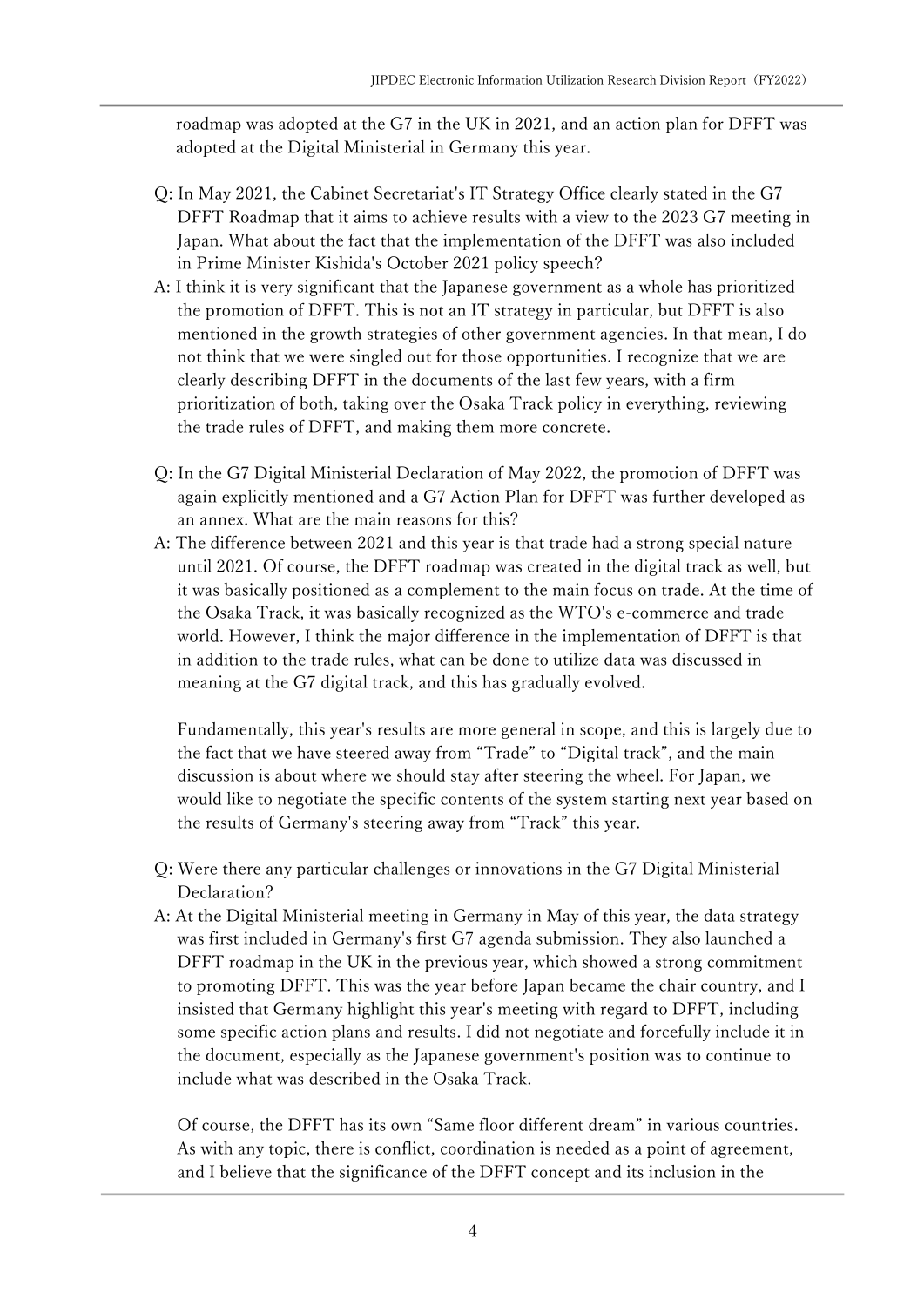roadmap was adopted at the G7 in the UK in 2021, and an action plan for DFFT was adopted at the Digital Ministerial in Germany this year.

Q: In May 2021, the Cabinet Secretariat's IT Strategy Office clearly stated in the G7 DFFT Roadmap that it aims to achieve results with a view to the 2023 G7 meeting in Japan. What about the fact that the implementation of the DFFT was also included in Prime Minister Kishida's October 2021 policy speech?

A: I think it is very significant that the Japanese government as a whole has prioritized the promotion of DFFT. This is not an IT strategy in particular, but DFFT is also mentioned in the growth strategies of other government agencies. In that mean, I do not think that we were singled out for those opportunities. I recognize that we are clearly describing DFFT in the documents of the last few years, with a firm prioritization of both, taking over the Osaka Track policy in everything, reviewing the trade rules of DFFT, and making them more concrete.

Q: In the G7 Digital Ministerial Declaration of May 2022, the promotion of DFFT was again explicitly mentioned and a G7 Action Plan for DFFT was further developed as an annex. What are the main reasons for this?

A: The difference between 2021 and this year is that trade had a strong special nature until 2021. Of course, the DFFT roadmap was created in the digital track as well, but it was basically positioned as a complement to the main focus on trade. At the time of the Osaka Track, it was basically recognized as the WTO's e-commerce and trade world. However, I think the major difference in the implementation of DFFT is that in addition to the trade rules, what can be done to utilize data was discussed in meaning at the G7 digital track, and this has gradually evolved.

Fundamentally, this year's results are more general in scope, and this is largely due to the fact that we have steered away from "Trade" to "Digital track", and the main discussion is about where we should stay after steering the wheel. For Japan, we would like to negotiate the specific contents of the system starting next year based on the results of Germany's steering away from "Track" this year.

Q: Were there any particular challenges or innovations in the G7 Digital Ministerial Declaration?

A: At the Digital Ministerial meeting in Germany in May of this year, the data strategy was first included in Germany's first G7 agenda submission. They also launched a DFFT roadmap in the UK in the previous year, which showed a strong commitment to promoting DFFT. This was the year before Japan became the chair country, and I insisted that Germany highlight this year's meeting with regard to DFFT, including some specific action plans and results. I did not negotiate and forcefully include it in the document, especially as the Japanese government's position was to continue to include what was described in the Osaka Track.

Of course, the DFFT has its own "Same floor different dream" in various countries. As with any topic, there is conflict, coordination is needed as a point of agreement, and I believe that the significance of the DFFT concept and its inclusion in the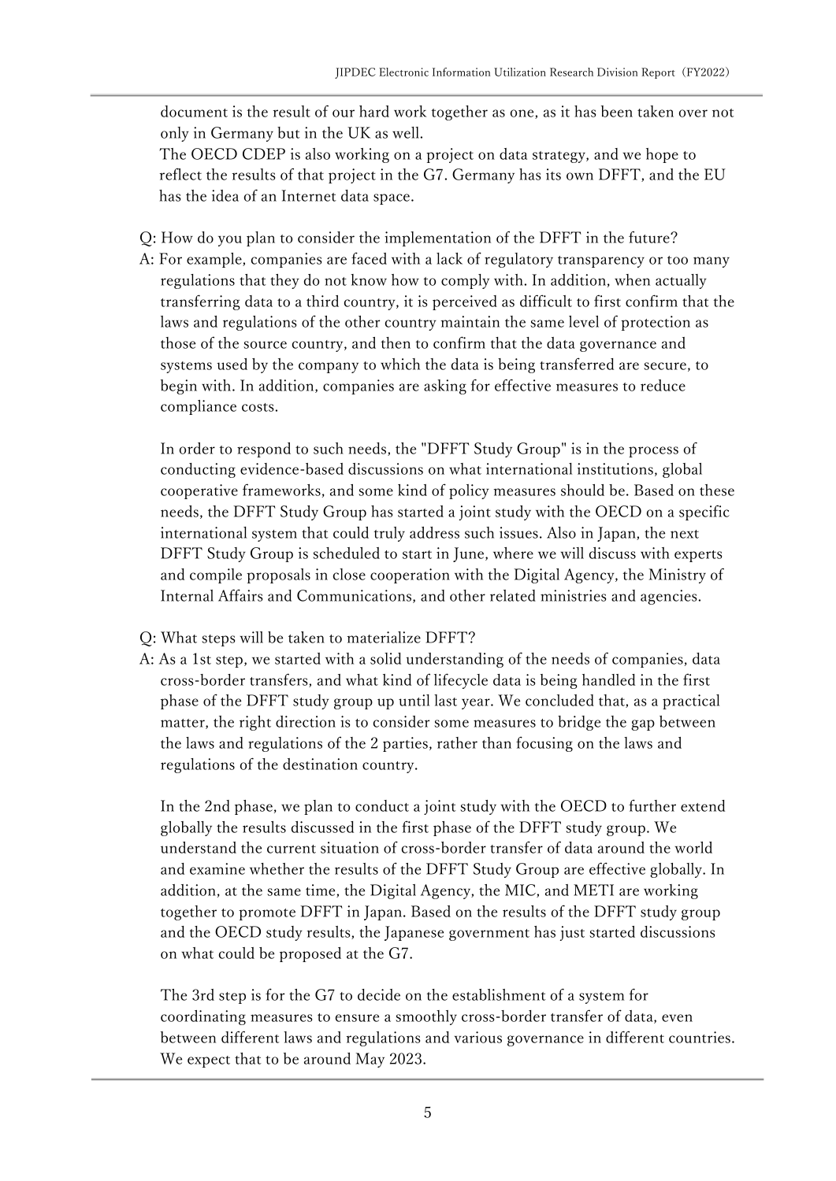document is the result of our hard work together as one, as it has been taken over not only in Germany but in the UK as well.

The OECD CDEP is also working on a project on data strategy, and we hope to reflect the results of that project in the G7. Germany has its own DFFT, and the EU has the idea of an Internet data space.

Q: How do you plan to consider the implementation of the DFFT in the future?

A: For example, companies are faced with a lack of regulatory transparency or too many regulations that they do not know how to comply with. In addition, when actually transferring data to a third country, it is perceived as difficult to first confirm that the laws and regulations of the other country maintain the same level of protection as those of the source country, and then to confirm that the data governance and systems used by the company to which the data is being transferred are secure, to begin with. In addition, companies are asking for effective measures to reduce compliance costs.

In order to respond to such needs, the "DFFT Study Group" is in the process of conducting evidence-based discussions on what international institutions, global cooperative frameworks, and some kind of policy measures should be. Based on these needs, the DFFT Study Group has started a joint study with the OECD on a specific international system that could truly address such issues. Also in Japan, the next DFFT Study Group is scheduled to start in June, where we will discuss with experts and compile proposals in close cooperation with the Digital Agency, the Ministry of Internal Affairs and Communications, and other related ministries and agencies.

Q: What steps will be taken to materialize DFFT?

A: As a 1st step, we started with a solid understanding of the needs of companies, data cross-border transfers, and what kind of lifecycle data is being handled in the first phase of the DFFT study group up until last year. We concluded that, as a practical matter, the right direction is to consider some measures to bridge the gap between the laws and regulations of the 2 parties, rather than focusing on the laws and regulations of the destination country.

In the 2nd phase, we plan to conduct a joint study with the OECD to further extend globally the results discussed in the first phase of the DFFT study group. We understand the current situation of cross-border transfer of data around the world and examine whether the results of the DFFT Study Group are effective globally. In addition, at the same time, the Digital Agency, the MIC, and METI are working together to promote DFFT in Japan. Based on the results of the DFFT study group and the OECD study results, the Japanese government has just started discussions on what could be proposed at the G7.

The 3rd step is for the G7 to decide on the establishment of a system for coordinating measures to ensure a smoothly cross-border transfer of data, even between different laws and regulations and various governance in different countries. We expect that to be around May 2023.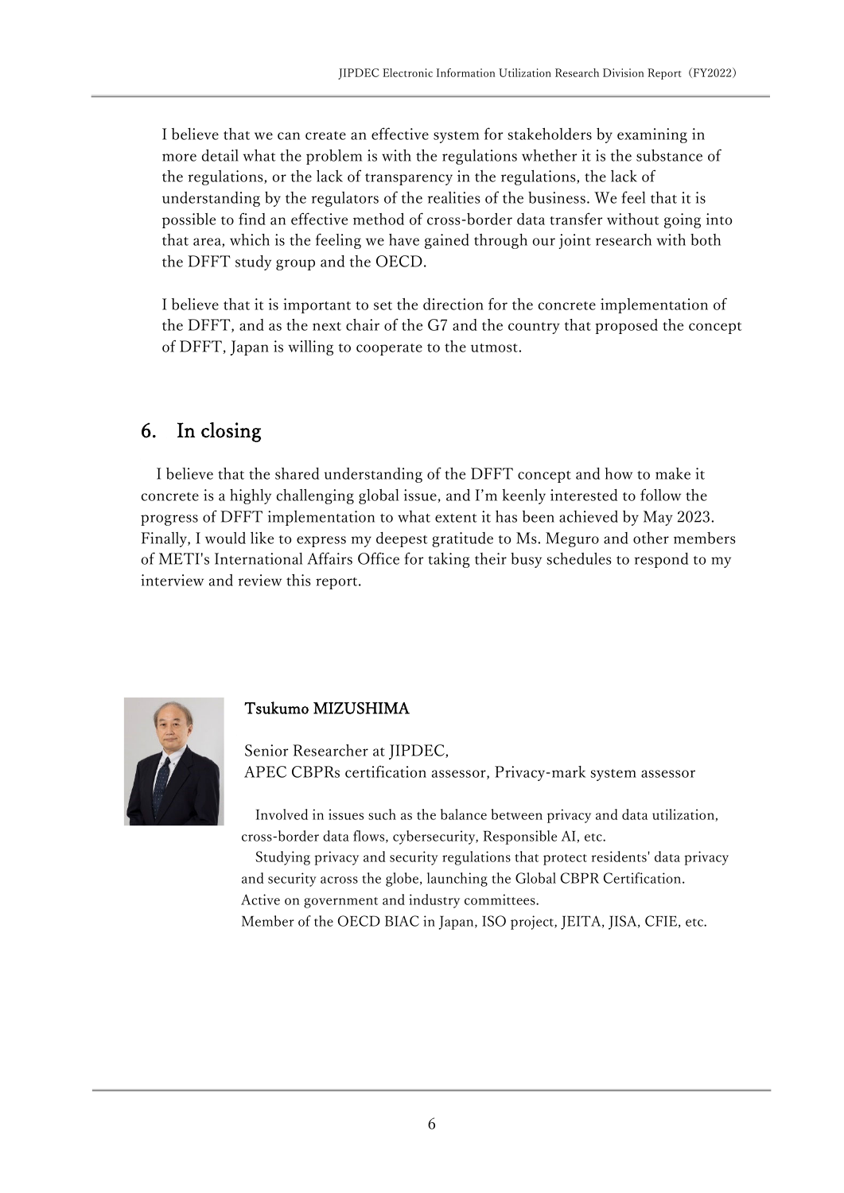I believe that we can create an effective system for stakeholders by examining in more detail what the problem is with the regulations whether it is the substance of the regulations, or the lack of transparency in the regulations, the lack of understanding by the regulators of the realities of the business. We feel that it is possible to find an effective method of cross-border data transfer without going into that area, which is the feeling we have gained through our joint research with both the DFFT study group and the OECD.

I believe that it is important to set the direction for the concrete implementation of the DFFT, and as the next chair of the G7 and the country that proposed the concept of DFFT, Japan is willing to cooperate to the utmost.

## 6. In closing

I believe that the shared understanding of the DFFT concept and how to make it concrete is a highly challenging global issue, and I'm keenly interested to follow the progress of DFFT implementation to what extent it has been achieved by May 2023. Finally, I would like to express my deepest gratitude to Ms. Meguro and other members of METI's International Affairs Office for taking their busy schedules to respond to my interview and review this report.

**Tsukumo MIZUSHIMA**

Senior Researcher at JIPDEC,
APEC CBPRs certification assessor, Privacy-mark system assessor

Involved in issues such as the balance between privacy and data utilization, cross-border data flows, cybersecurity, Responsible AI, etc.
Studying privacy and security regulations that protect residents' data privacy and security across the globe, launching the Global CBPR Certification.
Active on government and industry committees.
Member of the OECD BIAC in Japan, ISO project, JEITA, JISA, CFIE, etc.